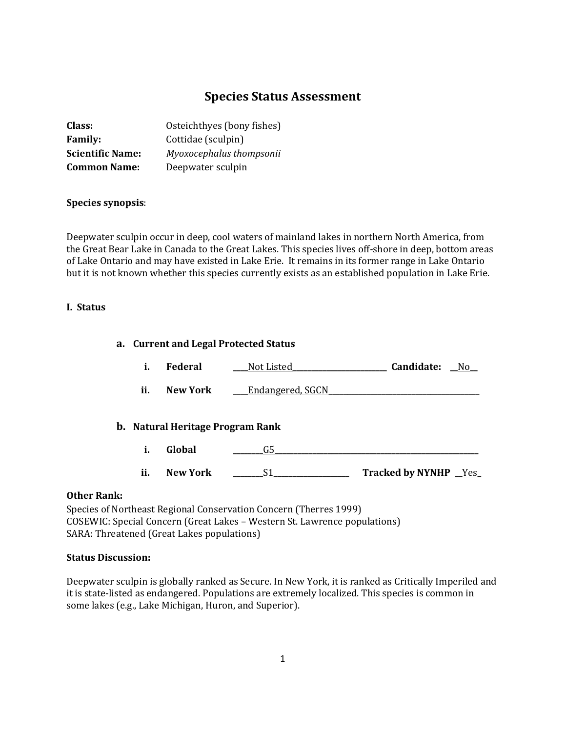# Species Status Assessment

**Class:** Osteichthyes (bony fishes)
**Family:** Cottidae (sculpin)
**Scientific Name:** *Myoxocephalus thompsonii*
**Common Name:** Deepwater sculpin

**Species synopsis**:

Deepwater sculpin occur in deep, cool waters of mainland lakes in northern North America, from the Great Bear Lake in Canada to the Great Lakes. This species lives off-shore in deep, bottom areas of Lake Ontario and may have existed in Lake Erie. It remains in its former range in Lake Ontario but it is not known whether this species currently exists as an established population in Lake Erie.

## I. Status

### a. Current and Legal Protected Status

i. **Federal** ____Not Listed____ **Candidate:** __No__

ii. **New York** ____Endangered, SGCN____

### b. Natural Heritage Program Rank

i. **Global** ____G5____

ii. **New York** ____S1____ **Tracked by NYNHP** __Yes_

**Other Rank:**
Species of Northeast Regional Conservation Concern (Therres 1999)
COSEWIC: Special Concern (Great Lakes – Western St. Lawrence populations)
SARA: Threatened (Great Lakes populations)

**Status Discussion:**

Deepwater sculpin is globally ranked as Secure. In New York, it is ranked as Critically Imperiled and it is state-listed as endangered. Populations are extremely localized. This species is common in some lakes (e.g., Lake Michigan, Huron, and Superior).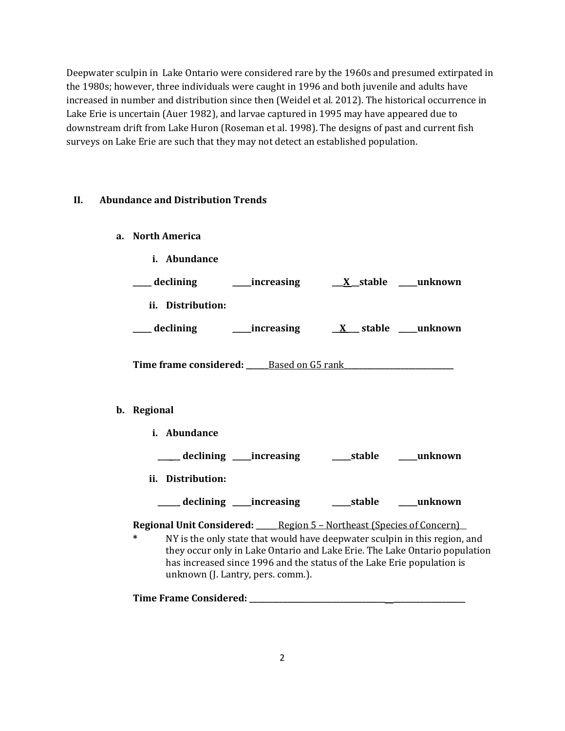Deepwater sculpin in Lake Ontario were considered rare by the 1960s and presumed extirpated in the 1980s; however, three individuals were caught in 1996 and both juvenile and adults have increased in number and distribution since then (Weidel et al. 2012). The historical occurrence in Lake Erie is uncertain (Auer 1982), and larvae captured in 1995 may have appeared due to downstream drift from Lake Huron (Roseman et al. 1998). The designs of past and current fish surveys on Lake Erie are such that they may not detect an established population.

## II. Abundance and Distribution Trends

### a. North America

**i. Abundance**

**_____ declining _____increasing \_\_\_X\_\_stable _____unknown**

**ii. Distribution:**

**_____ declining _____increasing \_\_X\_\_\_ stable _____unknown**

**Time frame considered:** ______Based on G5 rank_____________________________

### b. Regional

**i. Abundance**

**______ declining _____increasing _____stable _____unknown**

**ii. Distribution:**

**______ declining _____increasing _____stable _____unknown**

**Regional Unit Considered:** ______Region 5 – Northeast (Species of Concern)__

* NY is the only state that would have deepwater sculpin in this region, and they occur only in Lake Ontario and Lake Erie. The Lake Ontario population has increased since 1996 and the status of the Lake Erie population is unknown (J. Lantry, pers. comm.).

**Time Frame Considered:** _________________________________________________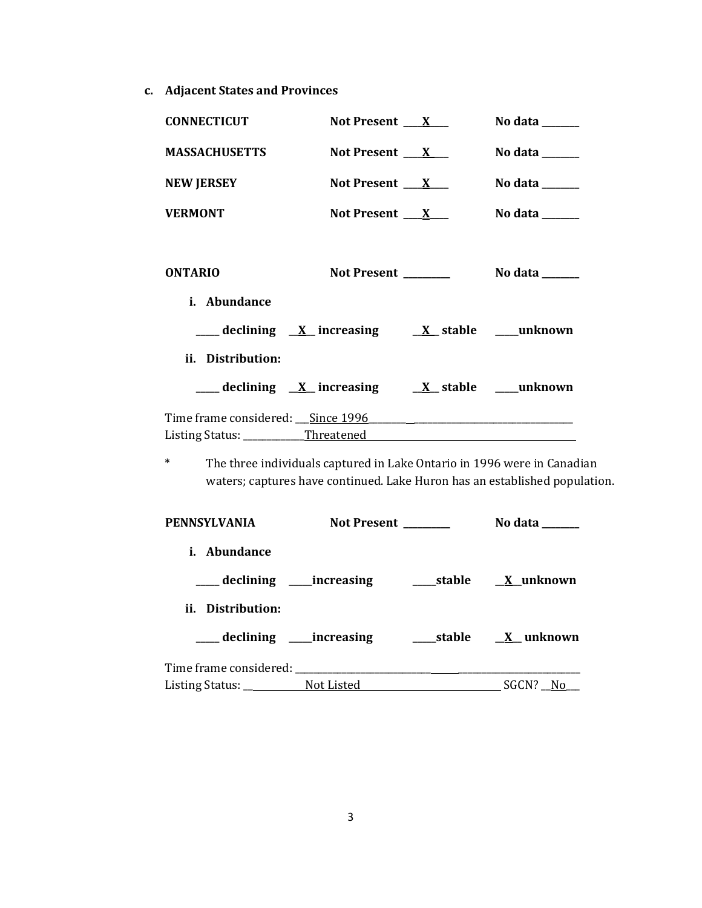**c. Adjacent States and Provinces**

**CONNECTICUT** **Not Present** ___X___ **No data** _______

**MASSACHUSETTS** **Not Present** ___X___ **No data** _______

**NEW JERSEY** **Not Present** ___X___ **No data** _______

**VERMONT** **Not Present** ___X___ **No data** _______

**ONTARIO** **Not Present** _________ **No data** _______

**i. Abundance**

_____ **declining** __X__ **increasing** __X__ **stable** _____**unknown**

**ii. Distribution:**

_____ **declining** __X__ **increasing** __X__ **stable** _____**unknown**

Time frame considered: ___Since 1996___________________________
Listing Status: _____________Threatened___________________________

\* The three individuals captured in Lake Ontario in 1996 were in Canadian waters; captures have continued. Lake Huron has an established population.

**PENNSYLVANIA** **Not Present** _________ **No data** _______

**i. Abundance**

_____ **declining** _____**increasing** _____**stable** __X__**unknown**

**ii. Distribution:**

_____ **declining** _____**increasing** _____**stable** __X__ **unknown**

Time frame considered: ___________________________________________
Listing Status: _____________Not Listed_______________________ SGCN? __No___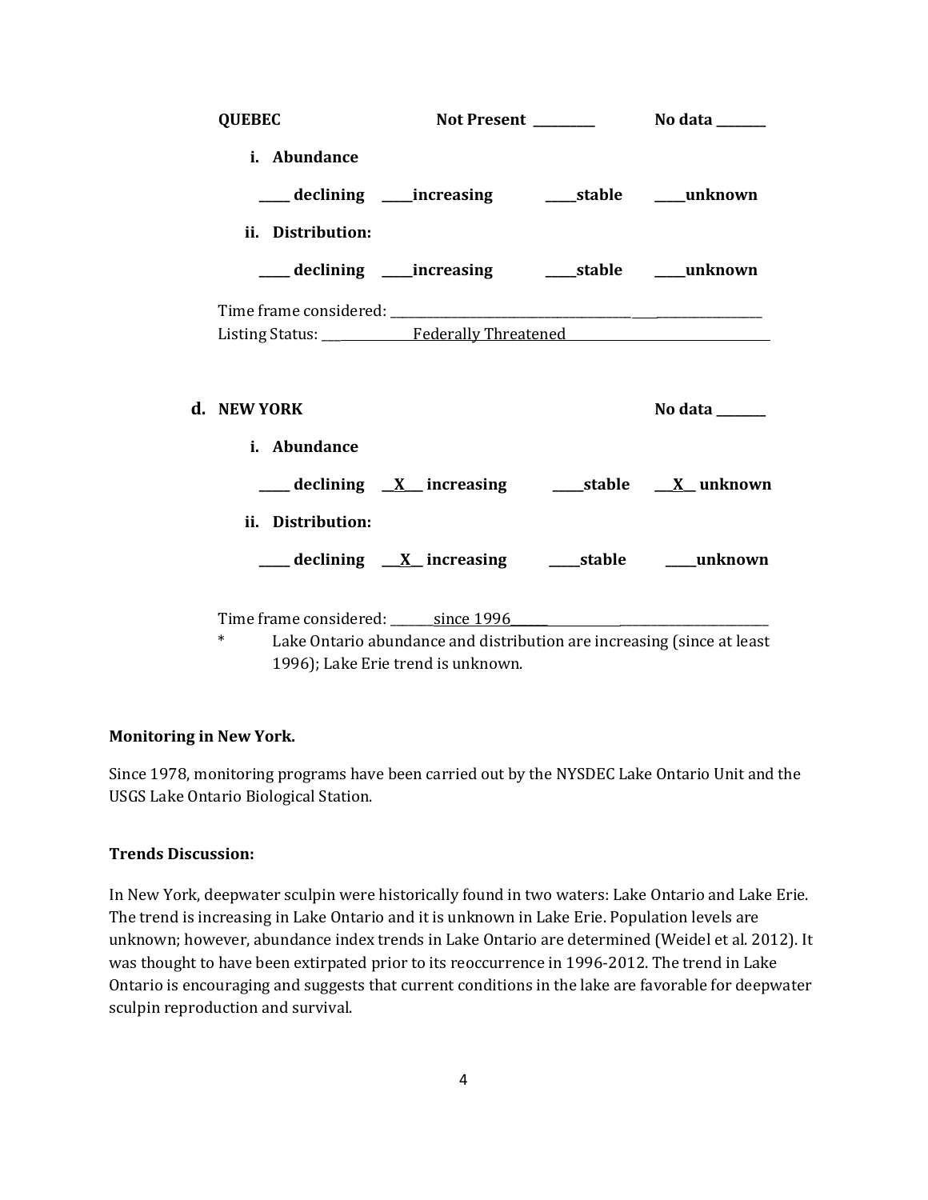**QUEBEC** Not Present __________ No data ________

**i. Abundance**

_____ declining _____increasing _____stable _____unknown

**ii. Distribution:**

_____ declining _____increasing _____stable _____unknown

Time frame considered: ___________________________________________

Listing Status: ___ Federally Threatened ___

**d. NEW YORK** No data ________

**i. Abundance**

_____ declining __X__ increasing _____stable __X__ unknown

**ii. Distribution:**

_____ declining __X__ increasing _____stable _____unknown

Time frame considered: _______since 1996______

\* Lake Ontario abundance and distribution are increasing (since at least 1996); Lake Erie trend is unknown.

**Monitoring in New York.**

Since 1978, monitoring programs have been carried out by the NYSDEC Lake Ontario Unit and the USGS Lake Ontario Biological Station.

**Trends Discussion:**

In New York, deepwater sculpin were historically found in two waters: Lake Ontario and Lake Erie. The trend is increasing in Lake Ontario and it is unknown in Lake Erie. Population levels are unknown; however, abundance index trends in Lake Ontario are determined (Weidel et al. 2012). It was thought to have been extirpated prior to its reoccurrence in 1996-2012. The trend in Lake Ontario is encouraging and suggests that current conditions in the lake are favorable for deepwater sculpin reproduction and survival.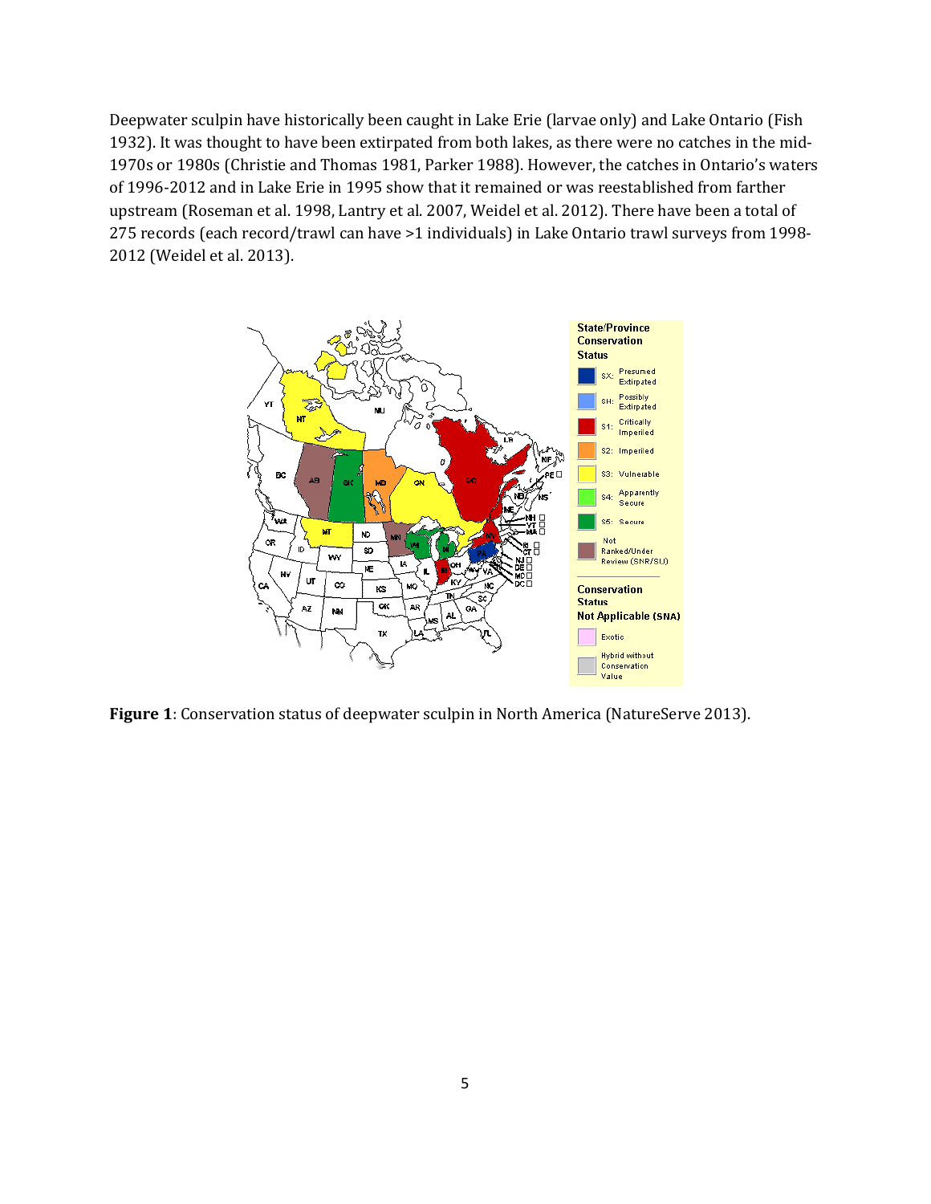Deepwater sculpin have historically been caught in Lake Erie (larvae only) and Lake Ontario (Fish 1932). It was thought to have been extirpated from both lakes, as there were no catches in the mid-1970s or 1980s (Christie and Thomas 1981, Parker 1988). However, the catches in Ontario's waters of 1996-2012 and in Lake Erie in 1995 show that it remained or was reestablished from farther upstream (Roseman et al. 1998, Lantry et al. 2007, Weidel et al. 2012). There have been a total of 275 records (each record/trawl can have >1 individuals) in Lake Ontario trawl surveys from 1998-2012 (Weidel et al. 2013).

**Figure 1**: Conservation status of deepwater sculpin in North America (NatureServe 2013).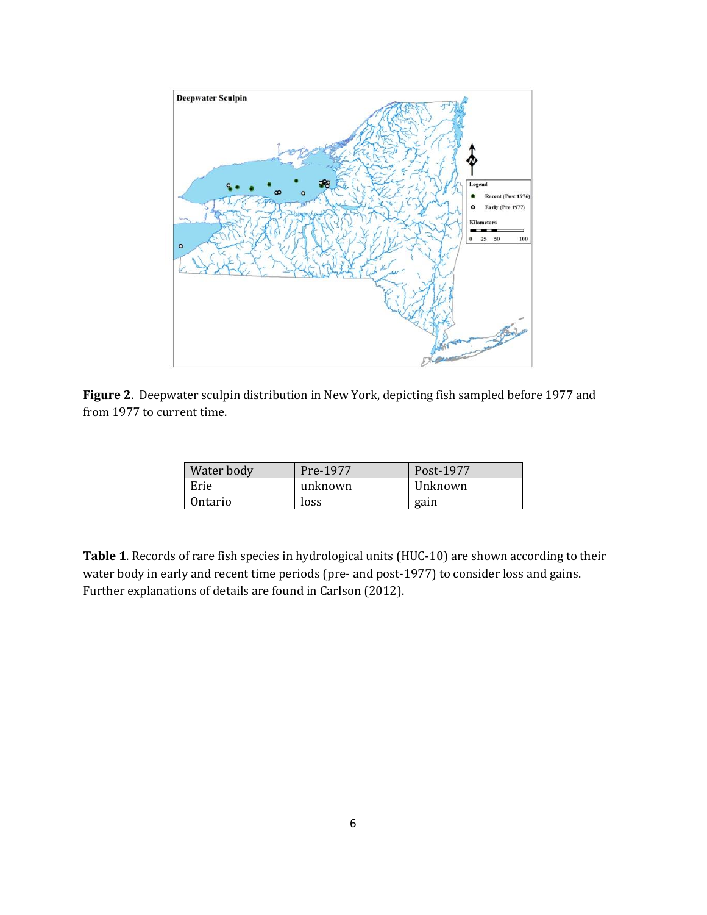**Figure 2**. Deepwater sculpin distribution in New York, depicting fish sampled before 1977 and from 1977 to current time.

| Water body | Pre-1977 | Post-1977 |
|---|---|---|
| Erie | unknown | Unknown |
| Ontario | loss | gain |

**Table 1**. Records of rare fish species in hydrological units (HUC-10) are shown according to their water body in early and recent time periods (pre- and post-1977) to consider loss and gains. Further explanations of details are found in Carlson (2012).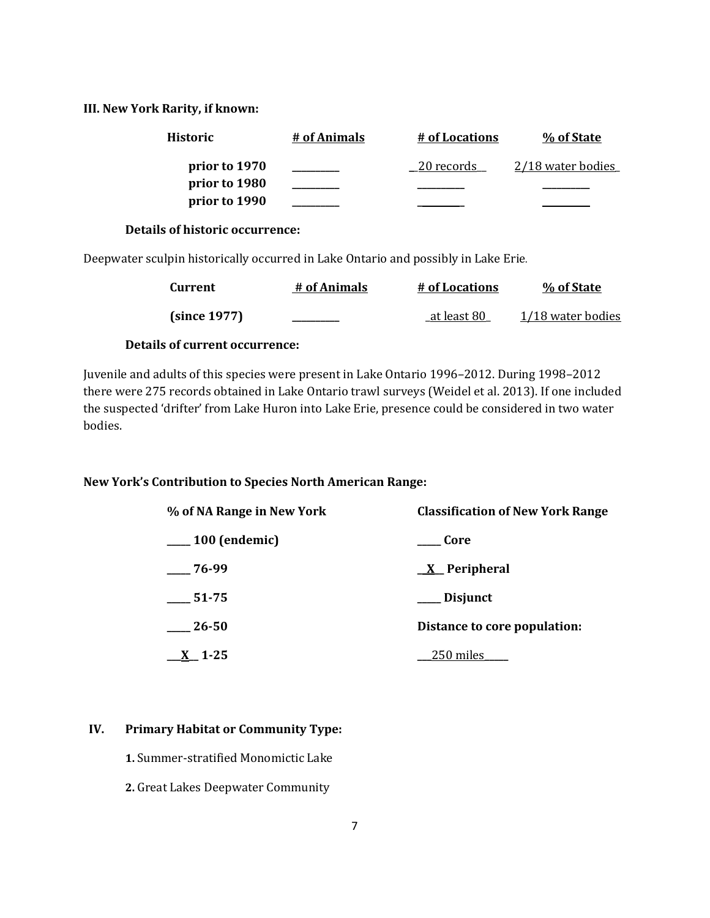**III. New York Rarity, if known:**

| Historic | # of Animals | # of Locations | % of State |
|---|---|---|---|
| prior to 1970 | \_\_\_\_\_\_\_\_\_\_ | \_20 records\_\_ | 2/18 water bodies\_ |
| prior to 1980 | \_\_\_\_\_\_\_\_\_\_ | \_\_\_\_\_\_\_\_\_\_ | \_\_\_\_\_\_\_\_\_\_ |
| prior to 1990 | \_\_\_\_\_\_\_\_\_\_ | \_\_\_\_\_\_\_\_\_\_ | \_\_\_\_\_\_\_\_\_\_ |

**Details of historic occurrence:**

Deepwater sculpin historically occurred in Lake Ontario and possibly in Lake Erie.

| Current | # of Animals | # of Locations | % of State |
|---|---|---|---|
| (since 1977) | \_\_\_\_\_\_\_\_\_\_ | \_at least 80\_ | 1/18 water bodies |

**Details of current occurrence:**

Juvenile and adults of this species were present in Lake Ontario 1996–2012. During 1998–2012 there were 275 records obtained in Lake Ontario trawl surveys (Weidel et al. 2013). If one included the suspected 'drifter' from Lake Huron into Lake Erie, presence could be considered in two water bodies.

**New York's Contribution to Species North American Range:**

| % of NA Range in New York | Classification of New York Range |
|---|---|
| \_\_\_\_\_ 100 (endemic) | \_\_\_\_\_ Core |
| \_\_\_\_\_ 76-99 | \_\_X\_\_ Peripheral |
| \_\_\_\_\_ 51-75 | \_\_\_\_\_ Disjunct |
| \_\_\_\_\_ 26-50 | Distance to core population: |
| \_\_\_X\_\_ 1-25 | \_\_\_250 miles\_\_\_\_\_ |

**IV. Primary Habitat or Community Type:**

**1.** Summer-stratified Monomictic Lake

**2.** Great Lakes Deepwater Community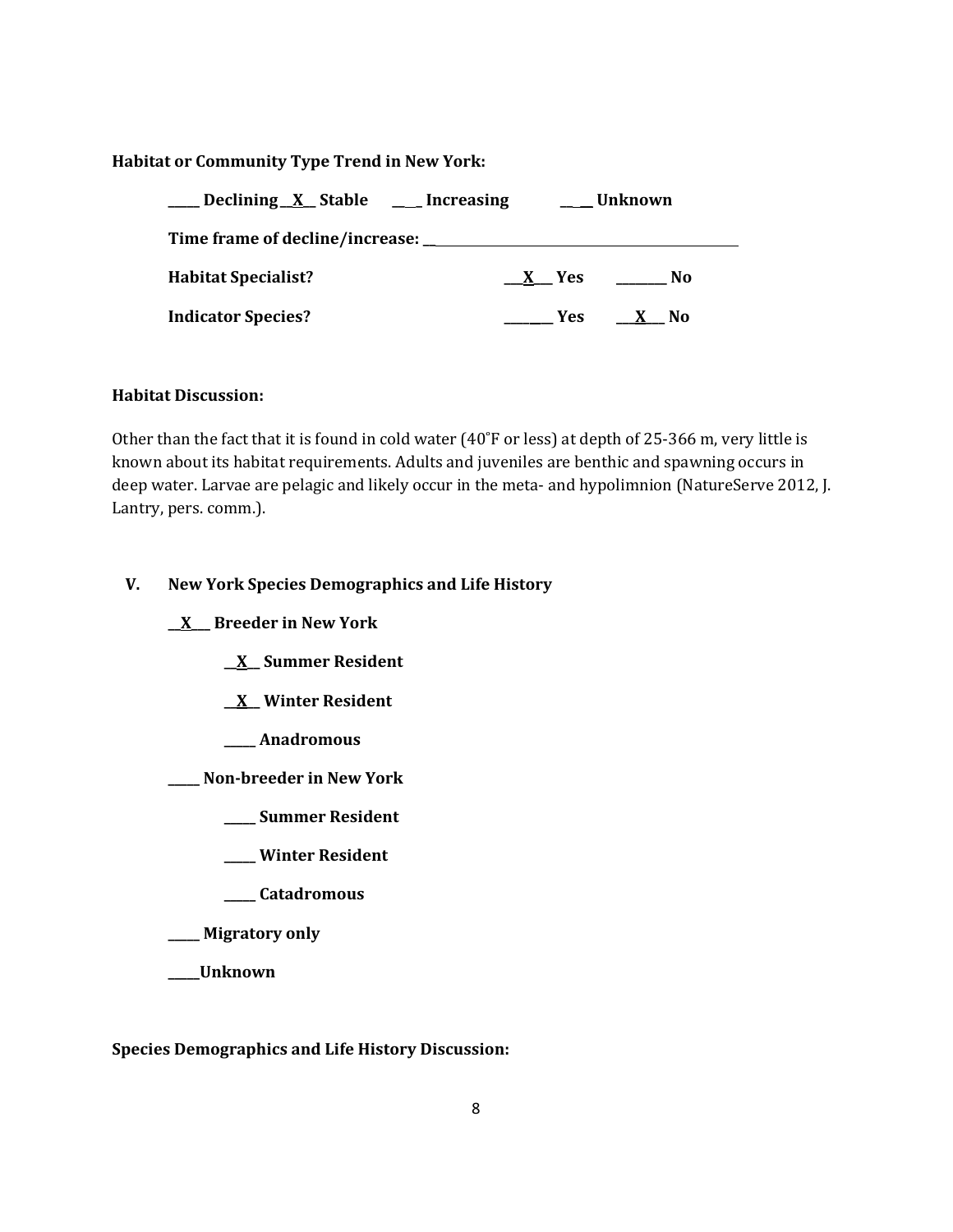**Habitat or Community Type Trend in New York:**

**\_\_\_\_ Declining \_\_X\_\_ Stable \_\_\_\_ Increasing \_\_\_\_ Unknown**

**Time frame of decline/increase: \_\_\_\_\_\_\_\_\_\_\_\_\_\_\_\_\_\_\_\_\_\_\_\_\_\_\_\_\_\_\_\_\_\_\_\_\_\_\_\_\_\_\_\_**

**Habitat Specialist?** **\_\_X\_\_ Yes \_\_\_\_\_\_\_ No**

**Indicator Species?** **\_\_\_\_\_\_ Yes \_\_X\_\_ No**

**Habitat Discussion:**

Other than the fact that it is found in cold water (40˚F or less) at depth of 25-366 m, very little is known about its habitat requirements. Adults and juveniles are benthic and spawning occurs in deep water. Larvae are pelagic and likely occur in the meta- and hypolimnion (NatureServe 2012, J. Lantry, pers. comm.).

## V. New York Species Demographics and Life History

**\_\_X\_\_ Breeder in New York**

- **\_\_X\_\_ Summer Resident**
- **\_\_X\_\_ Winter Resident**
- **\_\_\_\_ Anadromous**

**\_\_\_\_ Non-breeder in New York**

- **\_\_\_\_ Summer Resident**
- **\_\_\_\_ Winter Resident**
- **\_\_\_\_ Catadromous**

**\_\_\_\_ Migratory only**

**\_\_\_\_Unknown**

**Species Demographics and Life History Discussion:**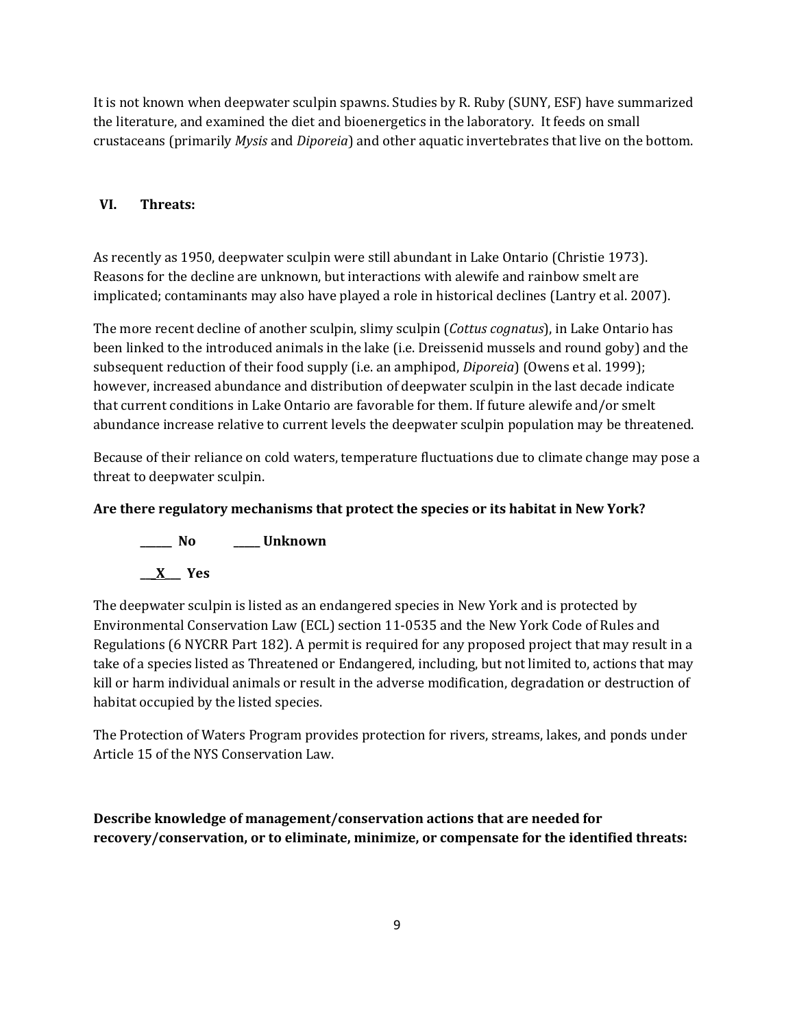It is not known when deepwater sculpin spawns. Studies by R. Ruby (SUNY, ESF) have summarized the literature, and examined the diet and bioenergetics in the laboratory. It feeds on small crustaceans (primarily *Mysis* and *Diporeia*) and other aquatic invertebrates that live on the bottom.

## VI. Threats:

As recently as 1950, deepwater sculpin were still abundant in Lake Ontario (Christie 1973). Reasons for the decline are unknown, but interactions with alewife and rainbow smelt are implicated; contaminants may also have played a role in historical declines (Lantry et al. 2007).

The more recent decline of another sculpin, slimy sculpin (*Cottus cognatus*), in Lake Ontario has been linked to the introduced animals in the lake (i.e. Dreissenid mussels and round goby) and the subsequent reduction of their food supply (i.e. an amphipod, *Diporeia*) (Owens et al. 1999); however, increased abundance and distribution of deepwater sculpin in the last decade indicate that current conditions in Lake Ontario are favorable for them. If future alewife and/or smelt abundance increase relative to current levels the deepwater sculpin population may be threatened.

Because of their reliance on cold waters, temperature fluctuations due to climate change may pose a threat to deepwater sculpin.

**Are there regulatory mechanisms that protect the species or its habitat in New York?**

**\_\_\_\_\_\_ No \_\_\_\_\_ Unknown**

**\_\_X\_\_ Yes**

The deepwater sculpin is listed as an endangered species in New York and is protected by Environmental Conservation Law (ECL) section 11-0535 and the New York Code of Rules and Regulations (6 NYCRR Part 182). A permit is required for any proposed project that may result in a take of a species listed as Threatened or Endangered, including, but not limited to, actions that may kill or harm individual animals or result in the adverse modification, degradation or destruction of habitat occupied by the listed species.

The Protection of Waters Program provides protection for rivers, streams, lakes, and ponds under Article 15 of the NYS Conservation Law.

**Describe knowledge of management/conservation actions that are needed for recovery/conservation, or to eliminate, minimize, or compensate for the identified threats:**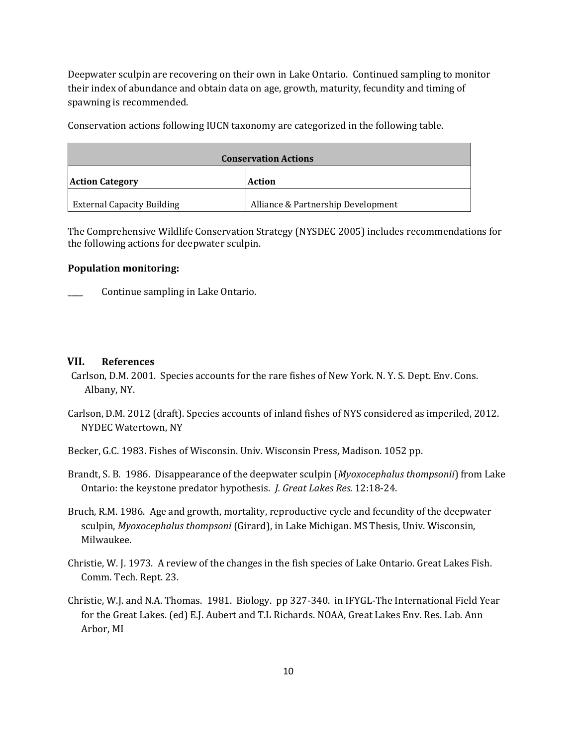Deepwater sculpin are recovering on their own in Lake Ontario. Continued sampling to monitor their index of abundance and obtain data on age, growth, maturity, fecundity and timing of spawning is recommended.

Conservation actions following IUCN taxonomy are categorized in the following table.

| Conservation Actions | |
|---|---|
| **Action Category** | **Action** |
| External Capacity Building | Alliance & Partnership Development |

The Comprehensive Wildlife Conservation Strategy (NYSDEC 2005) includes recommendations for the following actions for deepwater sculpin.

**Population monitoring:**

____ Continue sampling in Lake Ontario.

## VII. References

Carlson, D.M. 2001. Species accounts for the rare fishes of New York. N. Y. S. Dept. Env. Cons. Albany, NY.

Carlson, D.M. 2012 (draft). Species accounts of inland fishes of NYS considered as imperiled, 2012. NYDEC Watertown, NY

Becker, G.C. 1983. Fishes of Wisconsin. Univ. Wisconsin Press, Madison. 1052 pp.

Brandt, S. B. 1986. Disappearance of the deepwater sculpin (*Myoxocephalus thompsonii*) from Lake Ontario: the keystone predator hypothesis. *J. Great Lakes Res.* 12:18-24.

Bruch, R.M. 1986. Age and growth, mortality, reproductive cycle and fecundity of the deepwater sculpin, *Myoxocephalus thompsoni* (Girard), in Lake Michigan. MS Thesis, Univ. Wisconsin, Milwaukee.

Christie, W. J. 1973. A review of the changes in the fish species of Lake Ontario. Great Lakes Fish. Comm. Tech. Rept. 23.

Christie, W.J. and N.A. Thomas. 1981. Biology. pp 327-340. in IFYGL-The International Field Year for the Great Lakes. (ed) E.J. Aubert and T.L Richards. NOAA, Great Lakes Env. Res. Lab. Ann Arbor, MI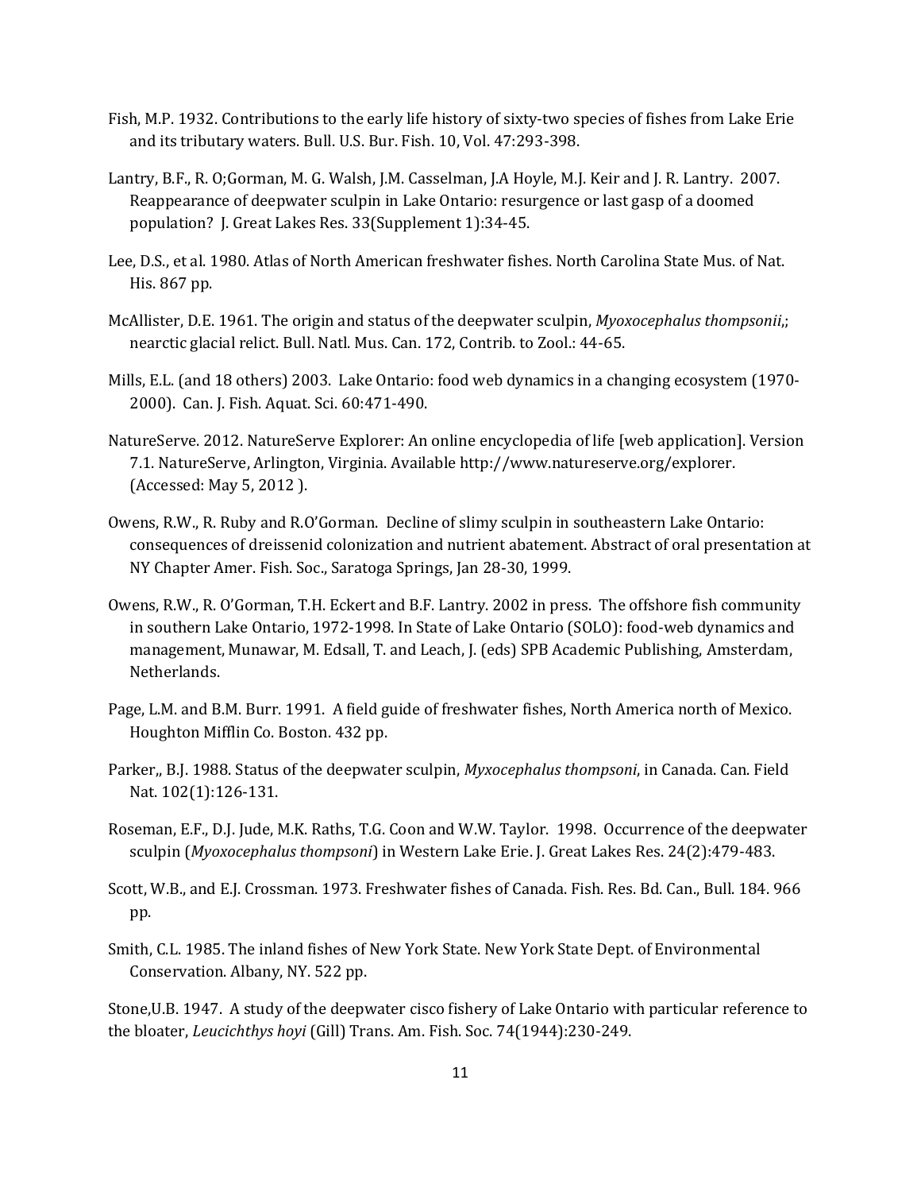Fish, M.P. 1932. Contributions to the early life history of sixty-two species of fishes from Lake Erie and its tributary waters. Bull. U.S. Bur. Fish. 10, Vol. 47:293-398.

Lantry, B.F., R. O;Gorman, M. G. Walsh, J.M. Casselman, J.A Hoyle, M.J. Keir and J. R. Lantry. 2007. Reappearance of deepwater sculpin in Lake Ontario: resurgence or last gasp of a doomed population? J. Great Lakes Res. 33(Supplement 1):34-45.

Lee, D.S., et al. 1980. Atlas of North American freshwater fishes. North Carolina State Mus. of Nat. His. 867 pp.

McAllister, D.E. 1961. The origin and status of the deepwater sculpin, *Myoxocephalus thompsonii*,; nearctic glacial relict. Bull. Natl. Mus. Can. 172, Contrib. to Zool.: 44-65.

Mills, E.L. (and 18 others) 2003. Lake Ontario: food web dynamics in a changing ecosystem (1970-2000). Can. J. Fish. Aquat. Sci. 60:471-490.

NatureServe. 2012. NatureServe Explorer: An online encyclopedia of life [web application]. Version 7.1. NatureServe, Arlington, Virginia. Available http://www.natureserve.org/explorer. (Accessed: May 5, 2012 ).

Owens, R.W., R. Ruby and R.O'Gorman. Decline of slimy sculpin in southeastern Lake Ontario: consequences of dreissenid colonization and nutrient abatement. Abstract of oral presentation at NY Chapter Amer. Fish. Soc., Saratoga Springs, Jan 28-30, 1999.

Owens, R.W., R. O'Gorman, T.H. Eckert and B.F. Lantry. 2002 in press. The offshore fish community in southern Lake Ontario, 1972-1998. In State of Lake Ontario (SOLO): food-web dynamics and management, Munawar, M. Edsall, T. and Leach, J. (eds) SPB Academic Publishing, Amsterdam, Netherlands.

Page, L.M. and B.M. Burr. 1991. A field guide of freshwater fishes, North America north of Mexico. Houghton Mifflin Co. Boston. 432 pp.

Parker,, B.J. 1988. Status of the deepwater sculpin, *Myxocephalus thompsoni*, in Canada. Can. Field Nat. 102(1):126-131.

Roseman, E.F., D.J. Jude, M.K. Raths, T.G. Coon and W.W. Taylor. 1998. Occurrence of the deepwater sculpin (*Myoxocephalus thompsoni*) in Western Lake Erie. J. Great Lakes Res. 24(2):479-483.

Scott, W.B., and E.J. Crossman. 1973. Freshwater fishes of Canada. Fish. Res. Bd. Can., Bull. 184. 966 pp.

Smith, C.L. 1985. The inland fishes of New York State. New York State Dept. of Environmental Conservation. Albany, NY. 522 pp.

Stone,U.B. 1947. A study of the deepwater cisco fishery of Lake Ontario with particular reference to the bloater, *Leucichthys hoyi* (Gill) Trans. Am. Fish. Soc. 74(1944):230-249.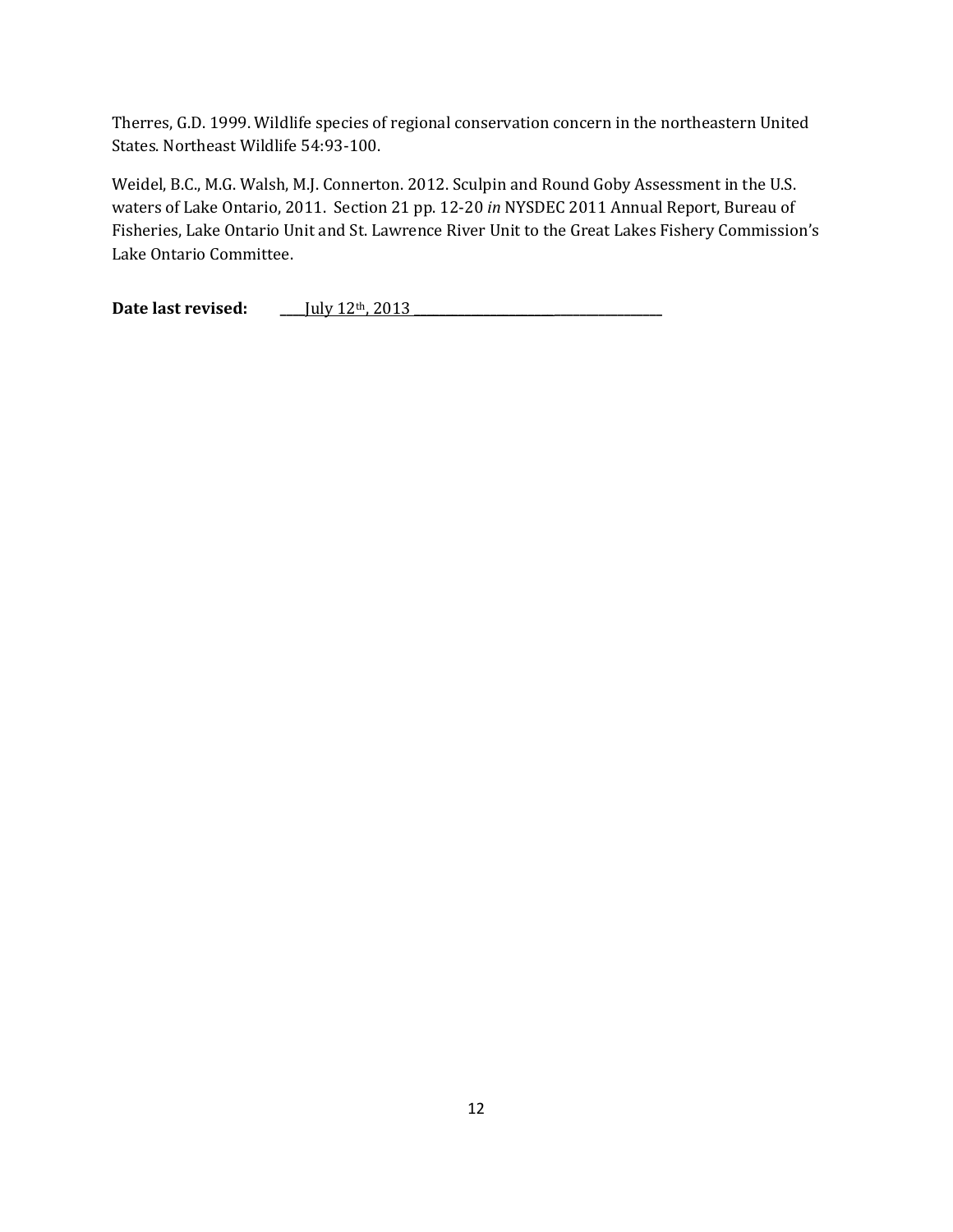Therres, G.D. 1999. Wildlife species of regional conservation concern in the northeastern United States. Northeast Wildlife 54:93-100.

Weidel, B.C., M.G. Walsh, M.J. Connerton. 2012. Sculpin and Round Goby Assessment in the U.S. waters of Lake Ontario, 2011. Section 21 pp. 12-20 *in* NYSDEC 2011 Annual Report, Bureau of Fisheries, Lake Ontario Unit and St. Lawrence River Unit to the Great Lakes Fishery Commission's Lake Ontario Committee.

**Date last revised:** July 12th, 2013